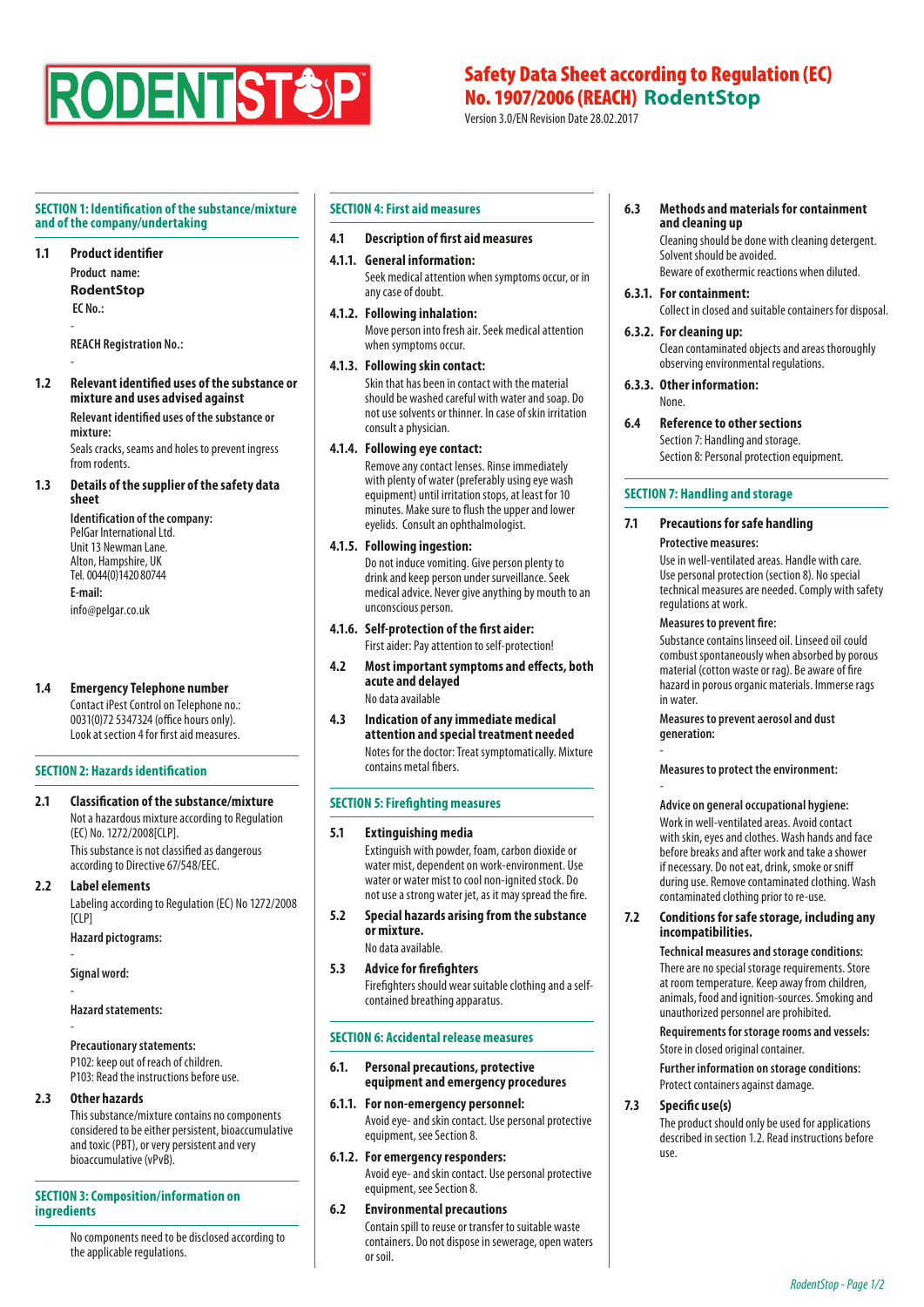# RODENTSTOP

# Safety Data Sheet according to Regulation (EC) No. 1907/2006 (REACH) RodentStop

Version 3.0/EN Revision Date 28.02.2017

## SECTION 1: Identification of the substance/mixture and of the company/undertaking

**1.1 Product identifier**

**Product name:**

**RodentStop**

**EC No.:**

-

**REACH Registration No.:**

-

**1.2 Relevant identified uses of the substance or mixture and uses advised against**

**Relevant identified uses of the substance or mixture:**

Seals cracks, seams and holes to prevent ingress from rodents.

**1.3 Details of the supplier of the safety data sheet**

**Identification of the company:**
PelGar International Ltd.
Unit 13 Newman Lane.
Alton, Hampshire, UK
Tel. 0044(0)1420 80744

**E-mail:**

info@pelgar.co.uk

**1.4 Emergency Telephone number**

Contact iPest Control on Telephone no.: 0031(0)72 5347324 (office hours only).
Look at section 4 for first aid measures.

## SECTION 2: Hazards identification

**2.1 Classification of the substance/mixture**

Not a hazardous mixture according to Regulation (EC) No. 1272/2008[CLP].

This substance is not classified as dangerous according to Directive 67/548/EEC.

**2.2 Label elements**

Labeling according to Regulation (EC) No 1272/2008 [CLP]

**Hazard pictograms:**

-

**Signal word:**

-

**Hazard statements:**

-

**Precautionary statements:**
P102: keep out of reach of children.
P103: Read the instructions before use.

**2.3 Other hazards**

This substance/mixture contains no components considered to be either persistent, bioaccumulative and toxic (PBT), or very persistent and very bioaccumulative (vPvB).

## SECTION 3: Composition/information on ingredients

No components need to be disclosed according to the applicable regulations.

## SECTION 4: First aid measures

**4.1 Description of first aid measures**

**4.1.1. General information:**

Seek medical attention when symptoms occur, or in any case of doubt.

**4.1.2. Following inhalation:**

Move person into fresh air. Seek medical attention when symptoms occur.

**4.1.3. Following skin contact:**

Skin that has been in contact with the material should be washed careful with water and soap. Do not use solvents or thinner. In case of skin irritation consult a physician.

**4.1.4. Following eye contact:**

Remove any contact lenses. Rinse immediately with plenty of water (preferably using eye wash equipment) until irritation stops, at least for 10 minutes. Make sure to flush the upper and lower eyelids. Consult an ophthalmologist.

**4.1.5. Following ingestion:**

Do not induce vomiting. Give person plenty to drink and keep person under surveillance. Seek medical advice. Never give anything by mouth to an unconscious person.

**4.1.6. Self-protection of the first aider:**

First aider: Pay attention to self-protection!

**4.2 Most important symptoms and effects, both acute and delayed**

No data available

**4.3 Indication of any immediate medical attention and special treatment needed**

Notes for the doctor: Treat symptomatically. Mixture contains metal fibers.

## SECTION 5: Firefighting measures

**5.1 Extinguishing media**

Extinguish with powder, foam, carbon dioxide or water mist, dependent on work-environment. Use water or water mist to cool non-ignited stock. Do not use a strong water jet, as it may spread the fire.

**5.2 Special hazards arising from the substance or mixture.**

No data available.

**5.3 Advice for firefighters**

Firefighters should wear suitable clothing and a self-contained breathing apparatus.

## SECTION 6: Accidental release measures

**6.1. Personal precautions, protective equipment and emergency procedures**

**6.1.1. For non-emergency personnel:**

Avoid eye- and skin contact. Use personal protective equipment, see Section 8.

**6.1.2. For emergency responders:**

Avoid eye- and skin contact. Use personal protective equipment, see Section 8.

**6.2 Environmental precautions**

Contain spill to reuse or transfer to suitable waste containers. Do not dispose in sewerage, open waters or soil.

**6.3 Methods and materials for containment and cleaning up**

Cleaning should be done with cleaning detergent. Solvent should be avoided.
Beware of exothermic reactions when diluted.

**6.3.1. For containment:**

Collect in closed and suitable containers for disposal.

**6.3.2. For cleaning up:**

Clean contaminated objects and areas thoroughly observing environmental regulations.

**6.3.3. Other information:**

None.

**6.4 Reference to other sections**

Section 7: Handling and storage.
Section 8: Personal protection equipment.

## SECTION 7: Handling and storage

**7.1 Precautions for safe handling**

**Protective measures:**

Use in well-ventilated areas. Handle with care. Use personal protection (section 8). No special technical measures are needed. Comply with safety regulations at work.

**Measures to prevent fire:**

Substance contains linseed oil. Linseed oil could combust spontaneously when absorbed by porous material (cotton waste or rag). Be aware of fire hazard in porous organic materials. Immerse rags in water.

**Measures to prevent aerosol and dust generation:**

-

**Measures to protect the environment:**

-

**Advice on general occupational hygiene:**

Work in well-ventilated areas. Avoid contact with skin, eyes and clothes. Wash hands and face before breaks and after work and take a shower if necessary. Do not eat, drink, smoke or sniff during use. Remove contaminated clothing. Wash contaminated clothing prior to re-use.

**7.2 Conditions for safe storage, including any incompatibilities.**

**Technical measures and storage conditions:**

There are no special storage requirements. Store at room temperature. Keep away from children, animals, food and ignition-sources. Smoking and unauthorized personnel are prohibited.

**Requirements for storage rooms and vessels:**

Store in closed original container.

**Further information on storage conditions:**

Protect containers against damage.

**7.3 Specific use(s)**

The product should only be used for applications described in section 1.2. Read instructions before use.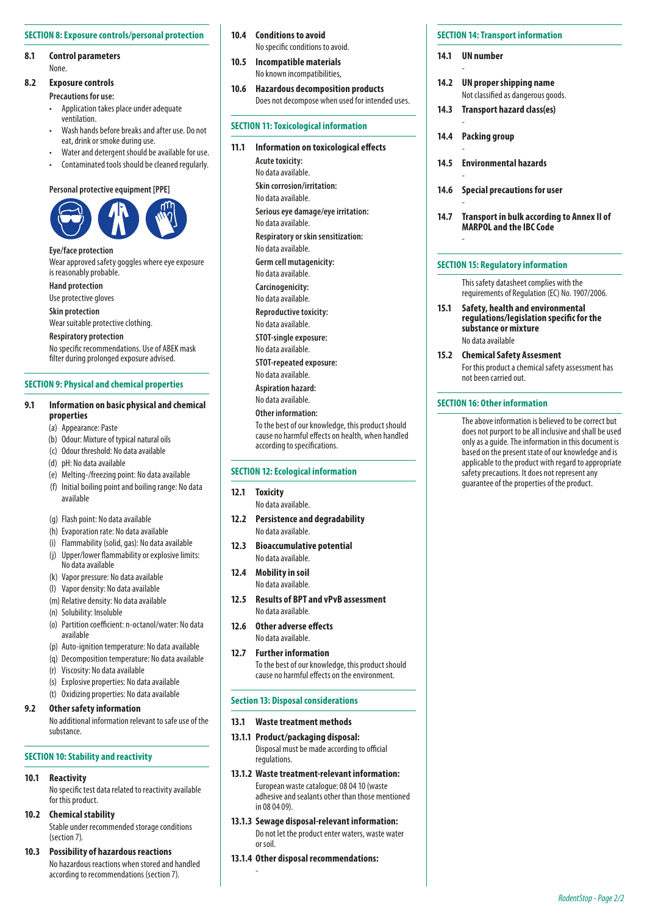## SECTION 8: Exposure controls/personal protection

**8.1 Control parameters**

None.

**8.2 Exposure controls**

**Precautions for use:**

- Application takes place under adequate ventilation.
- Wash hands before breaks and after use. Do not eat, drink or smoke during use.
- Water and detergent should be available for use.
- Contaminated tools should be cleaned regularly.

**Personal protective equipment [PPE]**

**Eye/face protection**

Wear approved safety goggles where eye exposure is reasonably probable.

**Hand protection**

Use protective gloves

**Skin protection**

Wear suitable protective clothing.

**Respiratory protection**

No specific recommendations. Use of ABEK mask filter during prolonged exposure advised.

## SECTION 9: Physical and chemical properties

**9.1 Information on basic physical and chemical properties**

(a) Appearance: Paste
(b) Odour: Mixture of typical natural oils
(c) Odour threshold: No data available
(d) pH: No data available
(e) Melting-/freezing point: No data available
(f) Initial boiling point and boiling range: No data available
(g) Flash point: No data available
(h) Evaporation rate: No data available
(i) Flammability (solid, gas): No data available
(j) Upper/lower flammability or explosive limits: No data available
(k) Vapor pressure: No data available
(l) Vapor density: No data available
(m) Relative density: No data available
(n) Solubility: Insoluble
(o) Partition coefficient: n-octanol/water: No data available
(p) Auto-ignition temperature: No data available
(q) Decomposition temperature: No data available
(r) Viscosity: No data available
(s) Explosive properties: No data available
(t) Oxidizing properties: No data available

**9.2 Other safety information**

No additional information relevant to safe use of the substance.

## SECTION 10: Stability and reactivity

**10.1 Reactivity**

No specific test data related to reactivity available for this product.

**10.2 Chemical stability**

Stable under recommended storage conditions (section 7).

**10.3 Possibility of hazardous reactions**

No hazardous reactions when stored and handled according to recommendations (section 7).

**10.4 Conditions to avoid**

No specific conditions to avoid.

**10.5 Incompatible materials**

No known incompatibilities,

**10.6 Hazardous decomposition products**

Does not decompose when used for intended uses.

## SECTION 11: Toxicological information

**11.1 Information on toxicological effects**

**Acute toxicity:**
No data available.

**Skin corrosion/irritation:**
No data available.

**Serious eye damage/eye irritation:**
No data available.

**Respiratory or skin sensitization:**
No data available.

**Germ cell mutagenicity:**
No data available.

**Carcinogenicity:**
No data available.

**Reproductive toxicity:**
No data available.

**STOT-single exposure:**
No data available.

**STOT-repeated exposure:**
No data available.

**Aspiration hazard:**
No data available.

**Other information:**
To the best of our knowledge, this product should cause no harmful effects on health, when handled according to specifications.

## SECTION 12: Ecological information

**12.1 Toxicity**

No data available.

**12.2 Persistence and degradability**

No data available.

**12.3 Bioaccumulative potential**

No data available.

**12.4 Mobility in soil**

No data available.

**12.5 Results of BPT and vPvB assessment**

No data available.

**12.6 Other adverse effects**

No data available.

**12.7 Further information**

To the best of our knowledge, this product should cause no harmful effects on the environment.

## Section 13: Disposal considerations

**13.1 Waste treatment methods**

**13.1.1 Product/packaging disposal:**

Disposal must be made according to official regulations.

**13.1.2 Waste treatment-relevant information:**

European waste catalogue: 08 04 10 (waste adhesive and sealants other than those mentioned in 08 04 09).

**13.1.3 Sewage disposal-relevant information:**

Do not let the product enter waters, waste water or soil.

**13.1.4 Other disposal recommendations:**

-

## SECTION 14: Transport information

**14.1 UN number**

-

**14.2 UN proper shipping name**

Not classified as dangerous goods.

**14.3 Transport hazard class(es)**

-

**14.4 Packing group**

-

**14.5 Environmental hazards**

-

**14.6 Special precautions for user**

-

**14.7 Transport in bulk according to Annex II of MARPOL and the IBC Code**

-

## SECTION 15: Regulatory information

This safety datasheet complies with the requirements of Regulation (EC) No. 1907/2006.

**15.1 Safety, health and environmental regulations/legislation specific for the substance or mixture**

No data available

**15.2 Chemical Safety Assesment**

For this product a chemical safety assessment has not been carried out.

## SECTION 16: Other information

The above information is believed to be correct but does not purport to be all inclusive and shall be used only as a guide. The information in this document is based on the present state of our knowledge and is applicable to the product with regard to appropriate safety precautions. It does not represent any guarantee of the properties of the product.